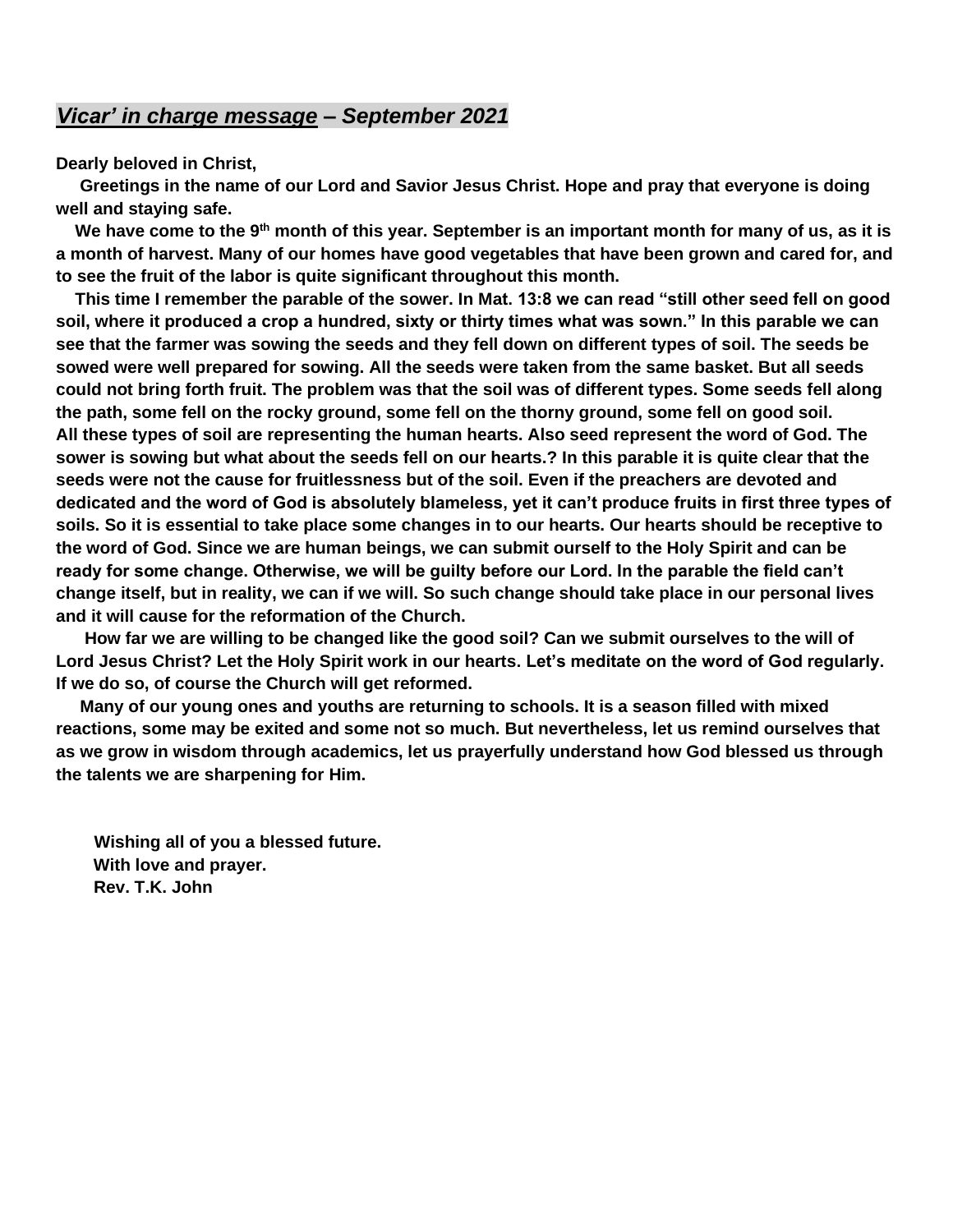## ***Vicar' in charge message – September 2021***

**Dearly beloved in Christ,**

**Greetings in the name of our Lord and Savior Jesus Christ. Hope and pray that everyone is doing well and staying safe.**

**We have come to the 9th month of this year. September is an important month for many of us, as it is a month of harvest. Many of our homes have good vegetables that have been grown and cared for, and to see the fruit of the labor is quite significant throughout this month.**

**This time I remember the parable of the sower. In Mat. 13:8 we can read "still other seed fell on good soil, where it produced a crop a hundred, sixty or thirty times what was sown." In this parable we can see that the farmer was sowing the seeds and they fell down on different types of soil. The seeds be sowed were well prepared for sowing. All the seeds were taken from the same basket. But all seeds could not bring forth fruit. The problem was that the soil was of different types. Some seeds fell along the path, some fell on the rocky ground, some fell on the thorny ground, some fell on good soil. All these types of soil are representing the human hearts. Also seed represent the word of God. The sower is sowing but what about the seeds fell on our hearts.? In this parable it is quite clear that the seeds were not the cause for fruitlessness but of the soil. Even if the preachers are devoted and dedicated and the word of God is absolutely blameless, yet it can't produce fruits in first three types of soils. So it is essential to take place some changes in to our hearts. Our hearts should be receptive to the word of God. Since we are human beings, we can submit ourself to the Holy Spirit and can be ready for some change. Otherwise, we will be guilty before our Lord. In the parable the field can't change itself, but in reality, we can if we will. So such change should take place in our personal lives and it will cause for the reformation of the Church.**

**How far we are willing to be changed like the good soil? Can we submit ourselves to the will of Lord Jesus Christ? Let the Holy Spirit work in our hearts. Let's meditate on the word of God regularly. If we do so, of course the Church will get reformed.**

**Many of our young ones and youths are returning to schools. It is a season filled with mixed reactions, some may be exited and some not so much. But nevertheless, let us remind ourselves that as we grow in wisdom through academics, let us prayerfully understand how God blessed us through the talents we are sharpening for Him.**

**Wishing all of you a blessed future.**  
**With love and prayer.**  
**Rev. T.K. John**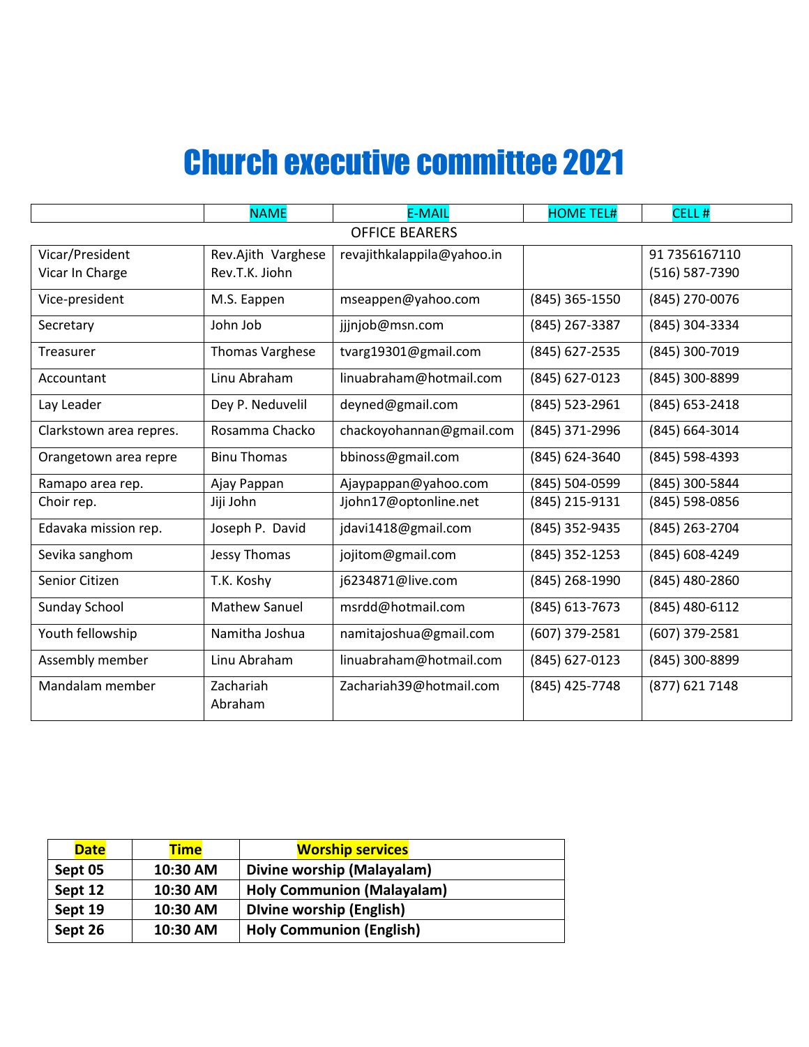# Church executive committee 2021

| | NAME | E-MAIL | HOME TEL# | CELL # |
|---|---|---|---|---|
| OFFICE BEARERS | | | | |
| Vicar/President<br>Vicar In Charge | Rev.Ajith Varghese<br>Rev.T.K. Jiohn | revajithkalappila@yahoo.in | | 91 7356167110<br>(516) 587-7390 |
| Vice-president | M.S. Eappen | mseappen@yahoo.com | (845) 365-1550 | (845) 270-0076 |
| Secretary | John Job | jjjnjob@msn.com | (845) 267-3387 | (845) 304-3334 |
| Treasurer | Thomas Varghese | tvarg19301@gmail.com | (845) 627-2535 | (845) 300-7019 |
| Accountant | Linu Abraham | linuabraham@hotmail.com | (845) 627-0123 | (845) 300-8899 |
| Lay Leader | Dey P. Neduvelil | deyned@gmail.com | (845) 523-2961 | (845) 653-2418 |
| Clarkstown area repres. | Rosamma Chacko | chackoyohannan@gmail.com | (845) 371-2996 | (845) 664-3014 |
| Orangetown area repre | Binu Thomas | bbinoss@gmail.com | (845) 624-3640 | (845) 598-4393 |
| Ramapo area rep. | Ajay Pappan | Ajaypappan@yahoo.com | (845) 504-0599 | (845) 300-5844 |
| Choir rep. | Jiji John | Jjohn17@optonline.net | (845) 215-9131 | (845) 598-0856 |
| Edavaka mission rep. | Joseph P. David | jdavi1418@gmail.com | (845) 352-9435 | (845) 263-2704 |
| Sevika sanghom | Jessy Thomas | jojitom@gmail.com | (845) 352-1253 | (845) 608-4249 |
| Senior Citizen | T.K. Koshy | j6234871@live.com | (845) 268-1990 | (845) 480-2860 |
| Sunday School | Mathew Sanuel | msrdd@hotmail.com | (845) 613-7673 | (845) 480-6112 |
| Youth fellowship | Namitha Joshua | namitajoshua@gmail.com | (607) 379-2581 | (607) 379-2581 |
| Assembly member | Linu Abraham | linuabraham@hotmail.com | (845) 627-0123 | (845) 300-8899 |
| Mandalam member | Zachariah Abraham | Zachariah39@hotmail.com | (845) 425-7748 | (877) 621 7148 |

| **Date** | **Time** | **Worship services** |
|---|---|---|
| **Sept 05** | **10:30 AM** | **Divine worship (Malayalam)** |
| **Sept 12** | **10:30 AM** | **Holy Communion (Malayalam)** |
| **Sept 19** | **10:30 AM** | **DIvine worship (English)** |
| **Sept 26** | **10:30 AM** | **Holy Communion (English)** |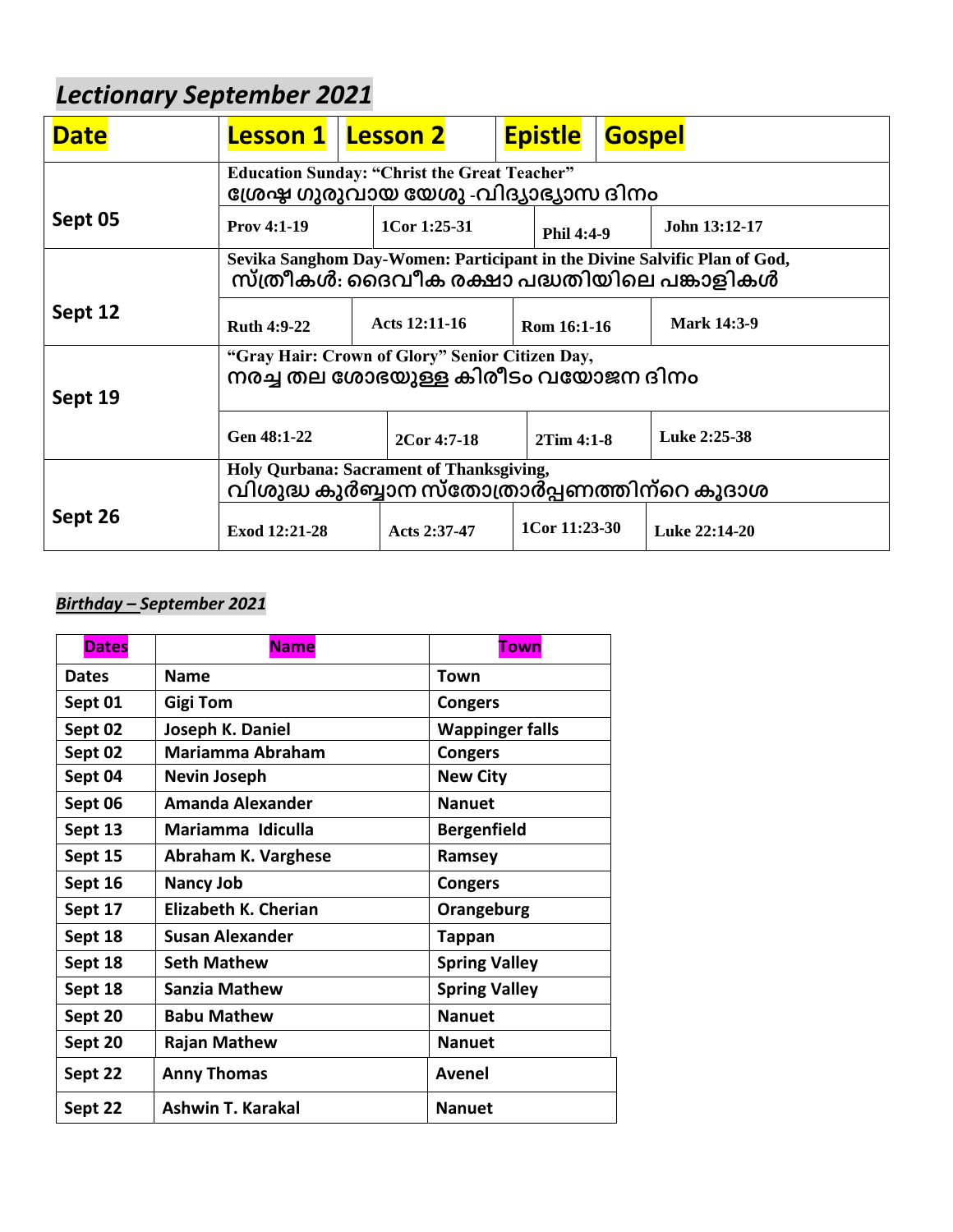## *Lectionary September 2021*

| Date | Lesson 1 | Lesson 2 | Epistle | Gospel |
|---|---|---|---|---|
| Sept 05 | **Education Sunday: "Christ the Great Teacher"** ശ്രേഷ്ഠ ഗുരുവായ യേശു -വിദ്യാഭ്യാസ ദിനം | | | |
| | Prov 4:1-19 | 1Cor 1:25-31 | Phil 4:4-9 | John 13:12-17 |
| Sept 12 | **Sevika Sanghom Day-Women: Participant in the Divine Salvific Plan of God,** സ്ത്രീകൾ: ദൈവീക രക്ഷാ പദ്ധതിയിലെ പങ്കാളികൾ | | | |
| | Ruth 4:9-22 | Acts 12:11-16 | Rom 16:1-16 | Mark 14:3-9 |
| Sept 19 | **"Gray Hair: Crown of Glory" Senior Citizen Day,** നരച്ച തല ശോഭയുള്ള കിരീടം വയോജന ദിനം | | | |
| | Gen 48:1-22 | 2Cor 4:7-18 | 2Tim 4:1-8 | Luke 2:25-38 |
| Sept 26 | **Holy Qurbana: Sacrament of Thanksgiving,** വിശുദ്ധ കുർബ്ബാന സ്തോത്രാർപ്പണത്തിന്റെ കൂദാശ | | | |
| | Exod 12:21-28 | Acts 2:37-47 | 1Cor 11:23-30 | Luke 22:14-20 |

## ***Birthday – September 2021***

| Dates | Name | Town |
|---|---|---|
| Dates | Name | Town |
| Sept 01 | Gigi Tom | Congers |
| Sept 02 | Joseph K. Daniel | Wappinger falls |
| Sept 02 | Mariamma Abraham | Congers |
| Sept 04 | Nevin Joseph | New City |
| Sept 06 | Amanda Alexander | Nanuet |
| Sept 13 | Mariamma Idiculla | Bergenfield |
| Sept 15 | Abraham K. Varghese | Ramsey |
| Sept 16 | Nancy Job | Congers |
| Sept 17 | Elizabeth K. Cherian | Orangeburg |
| Sept 18 | Susan Alexander | Tappan |
| Sept 18 | Seth Mathew | Spring Valley |
| Sept 18 | Sanzia Mathew | Spring Valley |
| Sept 20 | Babu Mathew | Nanuet |
| Sept 20 | Rajan Mathew | Nanuet |
| Sept 22 | Anny Thomas | Avenel |
| Sept 22 | Ashwin T. Karakal | Nanuet |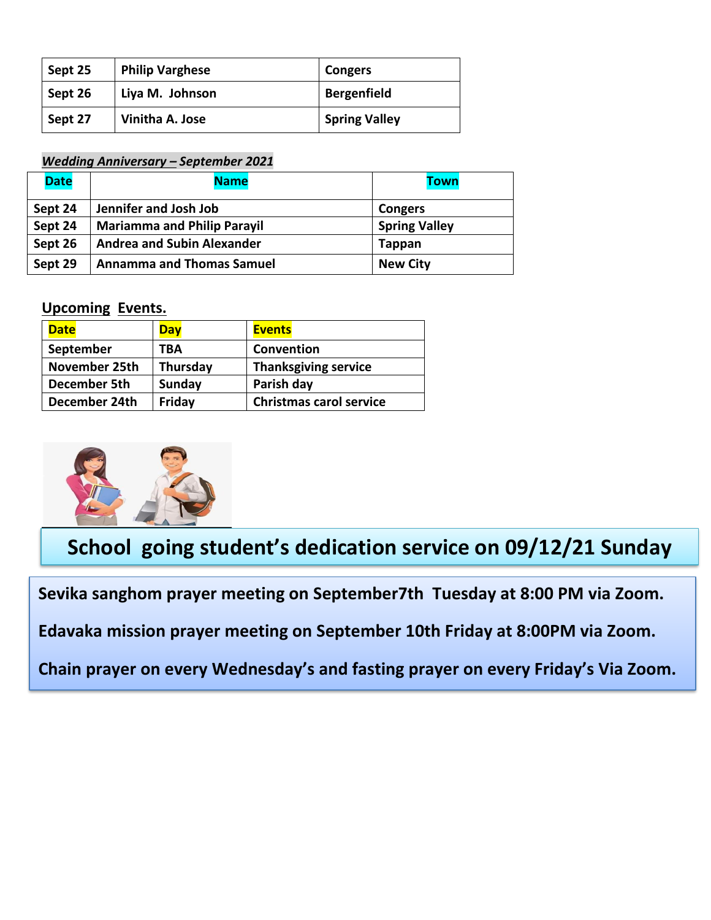| | | |
|---|---|---|
| Sept 25 | Philip Varghese | Congers |
| Sept 26 | Liya M. Johnson | Bergenfield |
| Sept 27 | Vinitha A. Jose | Spring Valley |

***Wedding Anniversary – September 2021***

| Date | Name | Town |
|---|---|---|
| Sept 24 | Jennifer and Josh Job | Congers |
| Sept 24 | Mariamma and Philip Parayil | Spring Valley |
| Sept 26 | Andrea and Subin Alexander | Tappan |
| Sept 29 | Annamma and Thomas Samuel | New City |

## Upcoming Events.

| Date | Day | Events |
|---|---|---|
| September | TBA | Convention |
| November 25th | Thursday | Thanksgiving service |
| December 5th | Sunday | Parish day |
| December 24th | Friday | Christmas carol service |

## School going student's dedication service on 09/12/21 Sunday

**Sevika sanghom prayer meeting on September7th Tuesday at 8:00 PM via Zoom.**

**Edavaka mission prayer meeting on September 10th Friday at 8:00PM via Zoom.**

**Chain prayer on every Wednesday's and fasting prayer on every Friday's Via Zoom.**